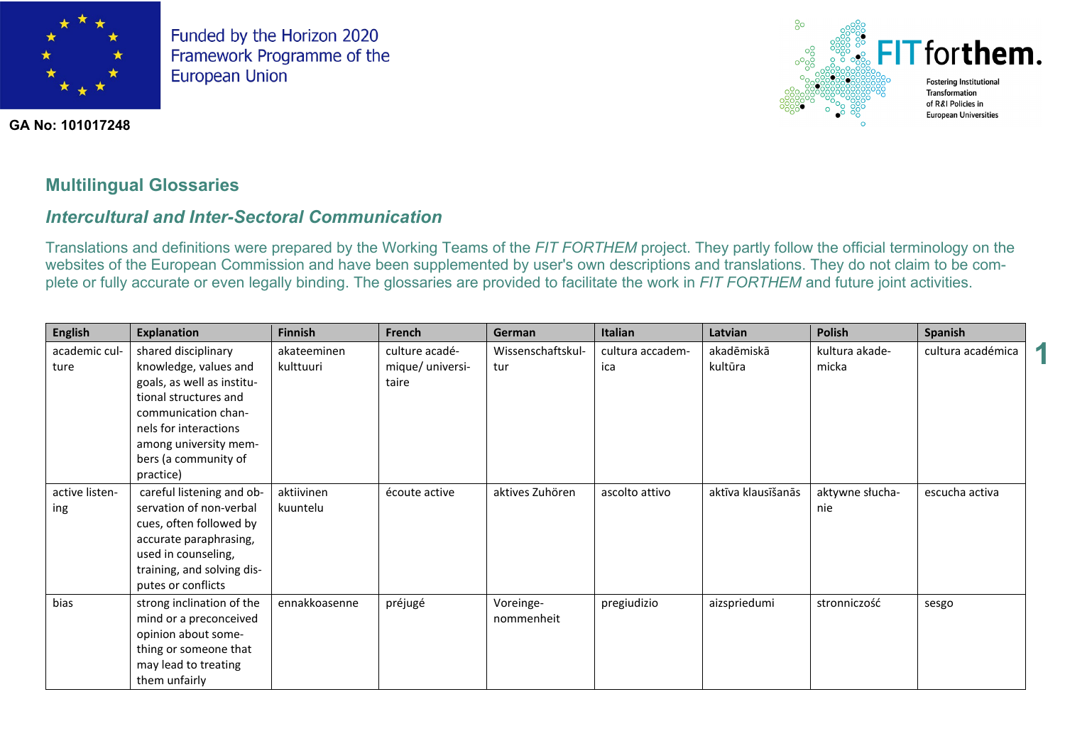Funded by the Horizon 2020 Framework Programme of the European Union

**GA No: 101017248**

FIT forthem. Fostering Institutional Transformation of R&I Policies in European Universities

## Multilingual Glossaries

### *Intercultural and Inter-Sectoral Communication*

Translations and definitions were prepared by the Working Teams of the *FIT FORTHEM* project. They partly follow the official terminology on the websites of the European Commission and have been supplemented by user's own descriptions and translations. They do not claim to be complete or fully accurate or even legally binding. The glossaries are provided to facilitate the work in *FIT FORTHEM* and future joint activities.

| English | Explanation | Finnish | French | German | Italian | Latvian | Polish | Spanish |
|---|---|---|---|---|---|---|---|---|
| academic culture | shared disciplinary knowledge, values and goals, as well as institutional structures and communication channels for interactions among university members (a community of practice) | akateeminen kulttuuri | culture académique/ universitaire | Wissenschaftskultur | cultura accademica | akadēmiskā kultūra | kultura akademicka | cultura académica |
| active listening | careful listening and observation of non-verbal cues, often followed by accurate paraphrasing, used in counseling, training, and solving disputes or conflicts | aktiivinen kuuntelu | écoute active | aktives Zuhören | ascolto attivo | aktīva klausīšanās | aktywne słuchanie | escucha activa |
| bias | strong inclination of the mind or a preconceived opinion about something or someone that may lead to treating them unfairly | ennakkoasenne | préjugé | Voreingenommenheit | pregiudizio | aizspriedumi | stronniczość | sesgo |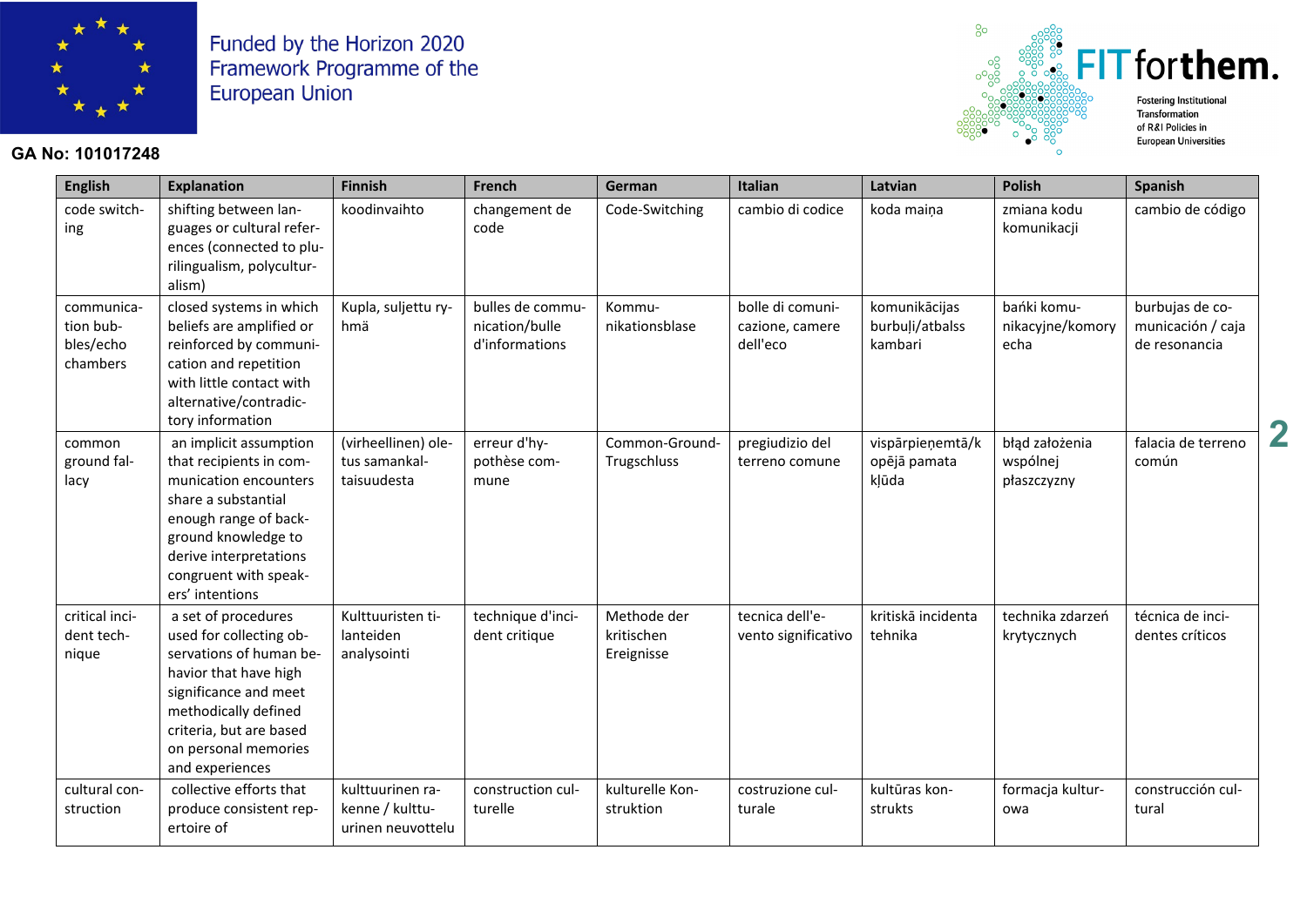Funded by the Horizon 2020 Framework Programme of the European Union

**GA No: 101017248**

| English | Explanation | Finnish | French | German | Italian | Latvian | Polish | Spanish |
|---|---|---|---|---|---|---|---|---|
| code switching | shifting between languages or cultural references (connected to plurilingualism, polyculturalism) | koodinvaihto | changement de code | Code-Switching | cambio di codice | koda maiņa | zmiana kodu komunikacji | cambio de código |
| communication bubbles/echo chambers | closed systems in which beliefs are amplified or reinforced by communication and repetition with little contact with alternative/contradictory information | Kupla, suljettu ryhmä | bulles de communication/bulle d'informations | Kommunikationsblase | bolle di comunicazione, camere dell'eco | komunikācijas burbuļi/atbalss kambari | bańki komunikacyjne/komory echa | burbujas de comunicación / caja de resonancia |
| common ground fallacy | an implicit assumption that recipients in communication encounters share a substantial enough range of background knowledge to derive interpretations congruent with speakers' intentions | (virheellinen) oletus samankaltaisuudesta | erreur d'hypothèse commune | Common-Ground-Trugschluss | pregiudizio del terreno comune | vispārpieņemtā/kopējā pamata kļūda | błąd założenia wspólnej płaszczyzny | falacia de terreno común |
| critical incident technique | a set of procedures used for collecting observations of human behavior that have high significance and meet methodically defined criteria, but are based on personal memories and experiences | Kulttuuristen tilanteiden analysointi | technique d'incident critique | Methode der kritischen Ereignisse | tecnica dell'evento significativo | kritiskā incidenta tehnika | technika zdarzeń krytycznych | técnica de incidentes críticos |
| cultural construction | collective efforts that produce consistent repertoire of | kulttuurinen rakenne / kulttuurinen neuvottelu | construction culturelle | kulturelle Konstruktion | costruzione culturale | kultūras konstrukts | formacja kulturowa | construcción cultural |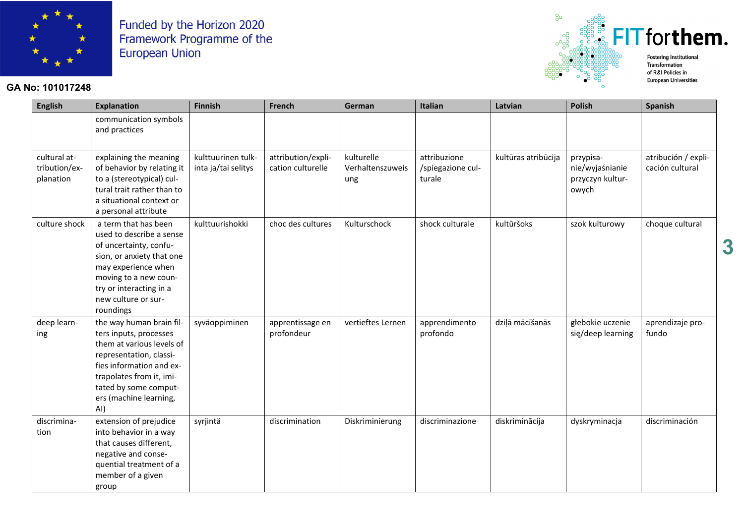Funded by the Horizon 2020 Framework Programme of the European Union

**GA No: 101017248**

| English | Explanation | Finnish | French | German | Italian | Latvian | Polish | Spanish |
|---|---|---|---|---|---|---|---|---|
| | communication symbols and practices | | | | | | | |
| cultural attribution/explanation | explaining the meaning of behavior by relating it to a (stereotypical) cultural trait rather than to a situational context or a personal attribute | kulttuurinen tulkinta ja/tai selitys | attribution/explication culturelle | kulturelle Verhaltenszuweisung | attribuzione /spiegazione culturale | kultūras atribūcija | przypisanie/wyjaśnianie przyczyn kulturowych | atribución / explicación cultural |
| culture shock | a term that has been used to describe a sense of uncertainty, confusion, or anxiety that one may experience when moving to a new country or interacting in a new culture or surroundings | kulttuurishokki | choc des cultures | Kulturschock | shock culturale | kultūršoks | szok kulturowy | choque cultural |
| deep learning | the way human brain filters inputs, processes them at various levels of representation, classifies information and extrapolates from it, imitated by some computers (machine learning, AI) | syväoppiminen | apprentissage en profondeur | vertieftes Lernen | apprendimento profondo | dziļā mācīšanās | głebokie uczenie się/deep learning | aprendizaje profundo |
| discrimination | extension of prejudice into behavior in a way that causes different, negative and consequential treatment of a member of a given group | syrjintä | discrimination | Diskriminierung | discriminazione | diskriminācija | dyskryminacja | discriminación |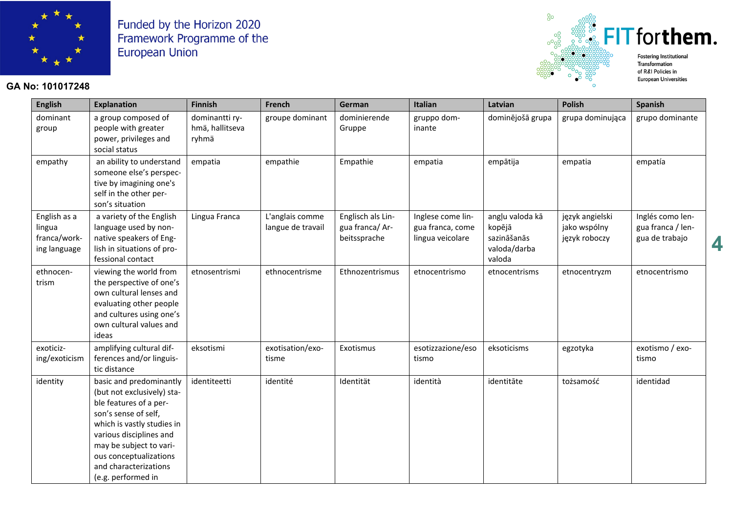| English | Explanation | Finnish | French | German | Italian | Latvian | Polish | Spanish |
|---|---|---|---|---|---|---|---|---|
| dominant group | a group composed of people with greater power, privileges and social status | dominantti ryhmä, hallitseva ryhmä | groupe dominant | dominierende Gruppe | gruppo dominante | dominējošā grupa | grupa dominująca | grupo dominante |
| empathy | an ability to understand someone else's perspective by imagining one's self in the other person's situation | empatia | empathie | Empathie | empatia | empātija | empatia | empatía |
| English as a lingua franca/working language | a variety of the English language used by non-native speakers of English in situations of professional contact | Lingua Franca | L'anglais comme langue de travail | Englisch als Lingua franca/ Arbeitssprache | Inglese come lingua franca, come lingua veicolare | angļu valoda kā kopējā sazināšanās valoda/darba valoda | język angielski jako wspólny język roboczy | Inglés como lengua franca / lengua de trabajo |
| ethnocentrism | viewing the world from the perspective of one's own cultural lenses and evaluating other people and cultures using one's own cultural values and ideas | etnosentrismi | ethnocentrisme | Ethnozentrismus | etnocentrismo | etnocentrisms | etnocentryzm | etnocentrismo |
| exoticizing/exoticism | amplifying cultural differences and/or linguistic distance | eksotismi | exotisation/exotisme | Exotismus | esotizzazione/esotismo | eksoticisms | egzotyka | exotismo / exotismo |
| identity | basic and predominantly (but not exclusively) stable features of a person's sense of self, which is vastly studies in various disciplines and may be subject to various conceptualizations and characterizations (e.g. performed in | identiteetti | identité | Identität | identità | identitāte | tożsamość | identidad |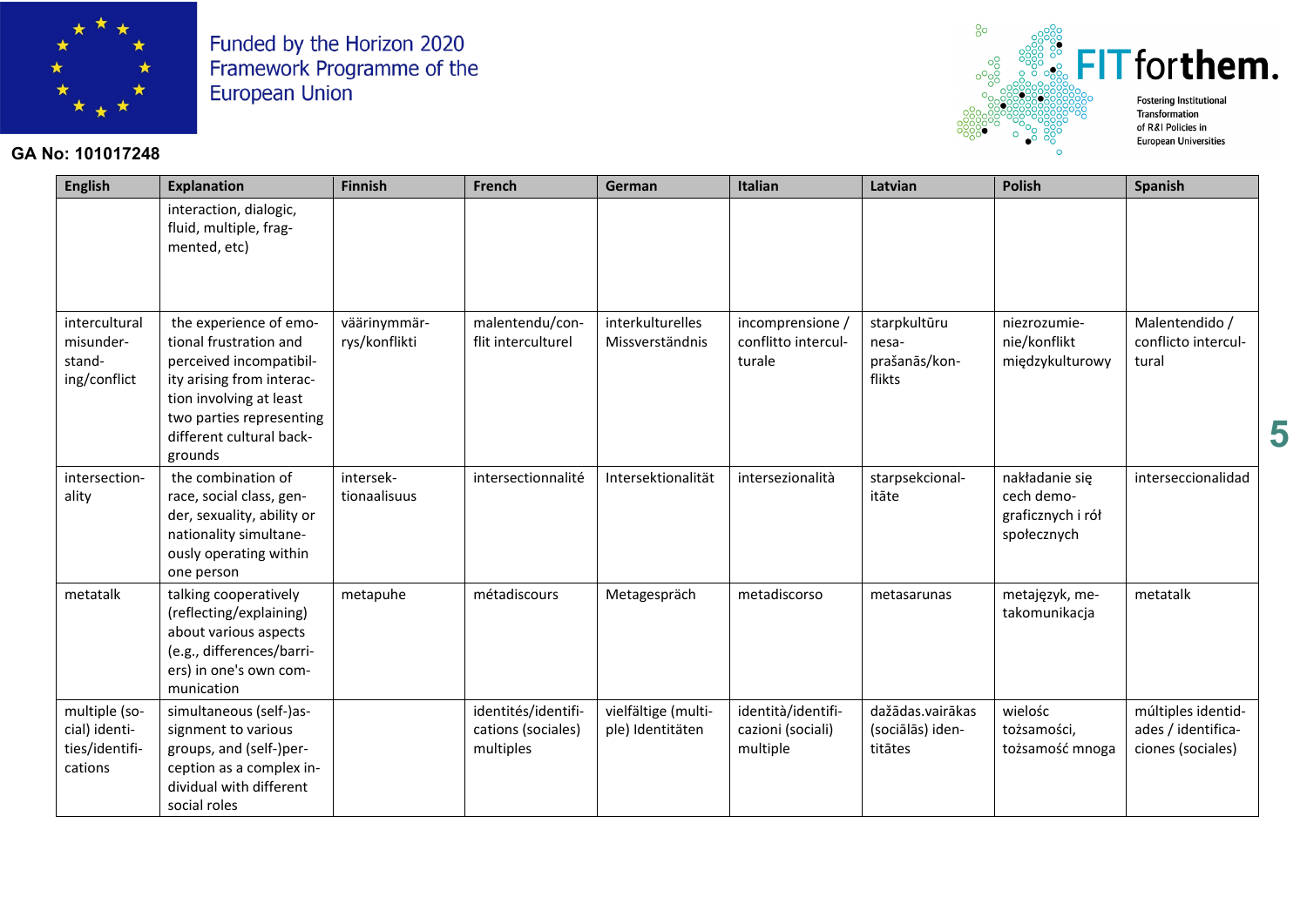| English | Explanation | Finnish | French | German | Italian | Latvian | Polish | Spanish |
|---|---|---|---|---|---|---|---|---|
| | interaction, dialogic, fluid, multiple, fragmented, etc) | | | | | | | |
| intercultural misunderstanding/conflict | the experience of emotional frustration and perceived incompatibility arising from interaction involving at least two parties representing different cultural backgrounds | väärinymmärrys/konflikti | malentendu/conflit interculturel | interkulturelles Missverständnis | incomprensione / conflitto interculturale | starpkultūru nesaprašanās/konflikts | niezrozumienie/konflikt międzykulturowy | Malentendido / conflicto intercultural |
| intersectionality | the combination of race, social class, gender, sexuality, ability or nationality simultaneously operating within one person | intersektionaalisuus | intersectionnalité | Intersektionalität | intersezionalità | starpsekcionalitāte | nakładanie się cech demograficznych i ról społecznych | interseccionalidad |
| metatalk | talking cooperatively (reflecting/explaining) about various aspects (e.g., differences/barriers) in one's own communication | metapuhe | métadiscours | Metagespräch | metadiscorso | metasarunas | metajęzyk, metakomunikacja | metatalk |
| multiple (social) identities/identifications | simultaneous (self-)assignment to various groups, and (self-)perception as a complex individual with different social roles | | identités/identifications (sociales) multiples | vielfältige (multiple) Identitäten | identità/identificazioni (sociali) multiple | dažādas.vairākas (sociālās) identitātes | wielośc tożsamości, tożsamość mnoga | múltiples identidades / identificaciones (sociales) |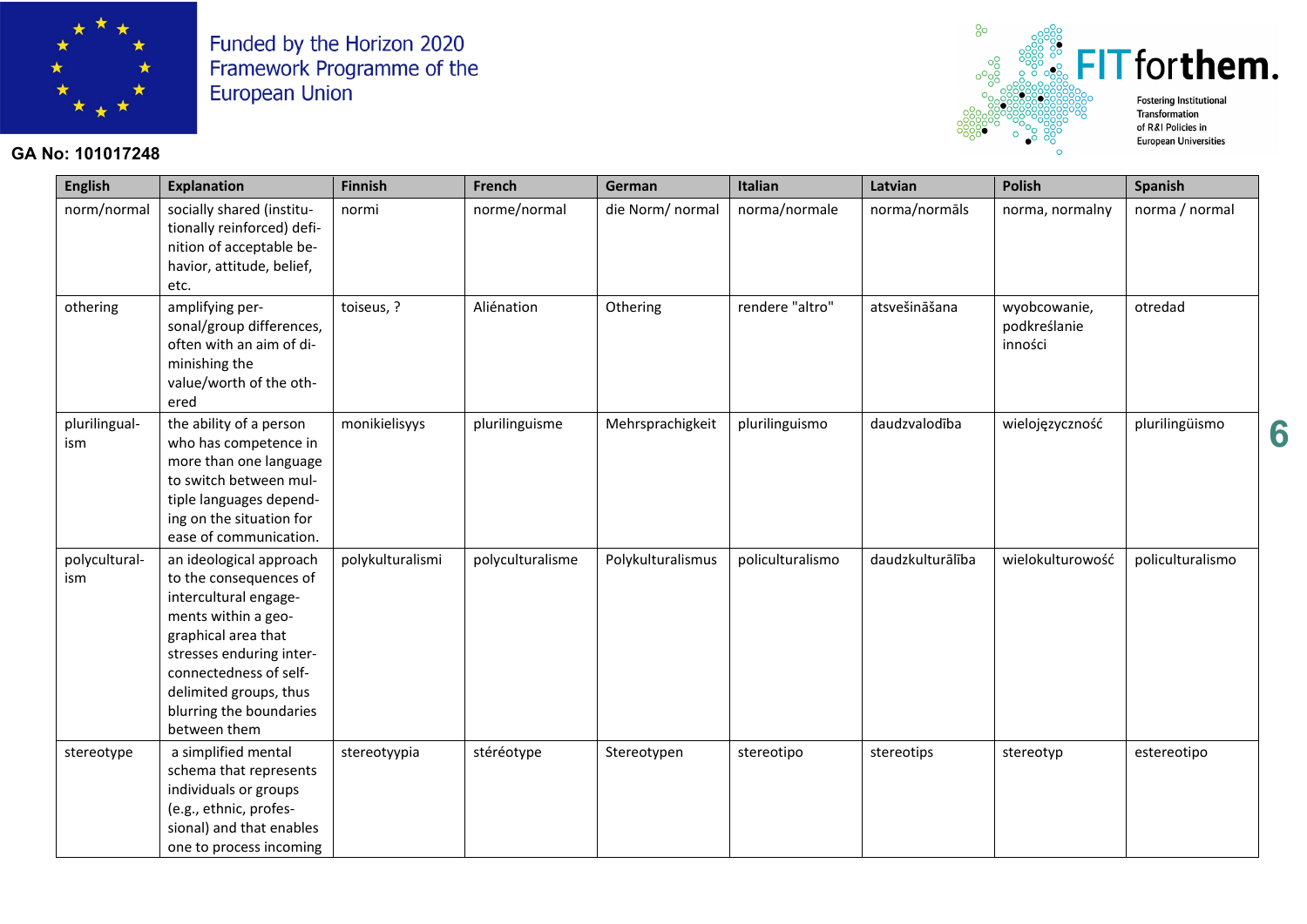| English | Explanation | Finnish | French | German | Italian | Latvian | Polish | Spanish |
|---|---|---|---|---|---|---|---|---|
| norm/normal | socially shared (institutionally reinforced) definition of acceptable behavior, attitude, belief, etc. | normi | norme/normal | die Norm/ normal | norma/normale | norma/normāls | norma, normalny | norma / normal |
| othering | amplifying personal/group differences, often with an aim of diminishing the value/worth of the othered | toiseus, ? | Aliénation | Othering | rendere "altro" | atsvešināšana | wyobcowanie, podkreślanie inności | otredad |
| plurilingualism | the ability of a person who has competence in more than one language to switch between multiple languages depending on the situation for ease of communication. | monikielisyys | plurilinguisme | Mehrsprachigkeit | plurilinguismo | daudzvalodība | wielojęzyczność | plurilingüismo |
| polyculturalism | an ideological approach to the consequences of intercultural engagements within a geographical area that stresses enduring interconnectedness of self-delimited groups, thus blurring the boundaries between them | polykulturalismi | polyculturalisme | Polykulturalismus | policulturalismo | daudzkulturālība | wielokulturowość | policulturalismo |
| stereotype | a simplified mental schema that represents individuals or groups (e.g., ethnic, professional) and that enables one to process incoming | stereotyypia | stéréotype | Stereotypen | stereotipo | stereotips | stereotyp | estereotipo |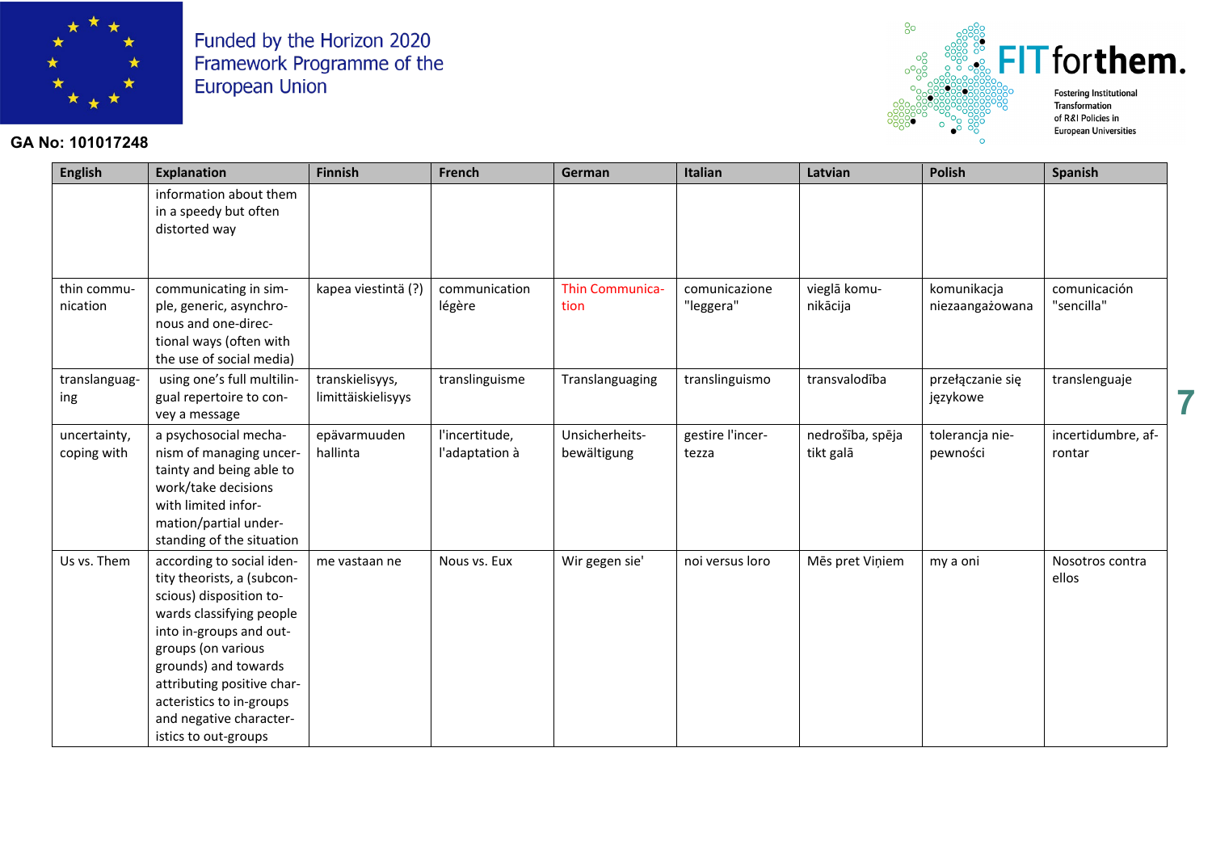| English | Explanation | Finnish | French | German | Italian | Latvian | Polish | Spanish |
|---|---|---|---|---|---|---|---|---|
| | information about them in a speedy but often distorted way | | | | | | | |
| thin communication | communicating in simple, generic, asynchronous and one-directional ways (often with the use of social media) | kapea viestintä (?) | communication légère | Thin Communication | comunicazione "leggera" | vieglā komunikācija | komunikacja niezaangażowana | comunicación "sencilla" |
| translanguaging | using one's full multilingual repertoire to convey a message | transkielisyys, limittäiskielisyys | translinguisme | Translanguaging | translinguismo | transvalodība | przełączanie się językowe | translenguaje |
| uncertainty, coping with | a psychosocial mechanism of managing uncertainty and being able to work/take decisions with limited information/partial understanding of the situation | epävarmuuden hallinta | l'incertitude, l'adaptation à | Unsicherheitsbewältigung | gestire l'incertezza | nedrošība, spēja tikt galā | tolerancja niepewności | incertidumbre, afrontar |
| Us vs. Them | according to social identity theorists, a (subconscious) disposition towards classifying people into in-groups and out-groups (on various grounds) and towards attributing positive characteristics to in-groups and negative characteristics to out-groups | me vastaan ne | Nous vs. Eux | Wir gegen sie' | noi versus loro | Mēs pret Viņiem | my a oni | Nosotros contra ellos |